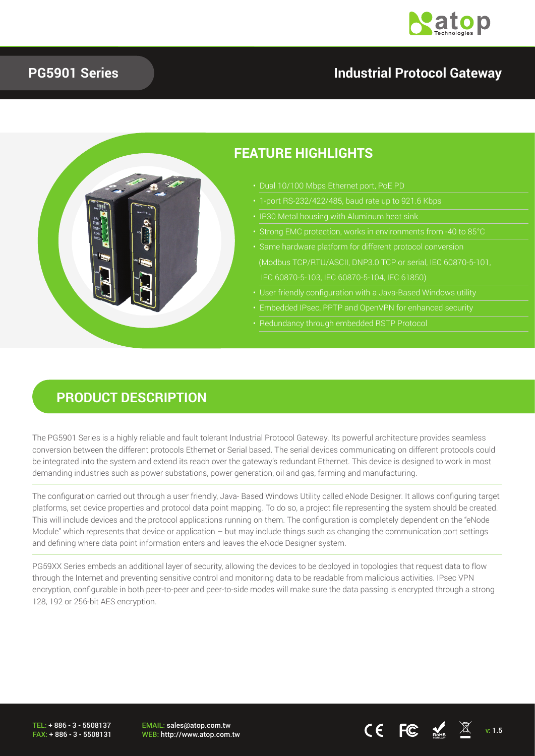# PG5901 Series

## Industrial Protocol Gateway

## FEATURE HIGHLIGHTS

- Dual 10/100 Mbps Ethernet port, PoE PD
- 1-port RS-232/422/485, baud rate up to 921.6 Kbps
- IP30 Metal housing with Aluminum heat sink
- Strong EMC protection, works in environments from -40 to 85°C
- Same hardware platform for different protocol conversion (Modbus TCP/RTU/ASCII, DNP3.0 TCP or serial, IEC 60870-5-101, IEC 60870-5-103, IEC 60870-5-104, IEC 61850)
- User friendly configuration with a Java-Based Windows utility
- Embedded IPsec, PPTP and OpenVPN for enhanced security
- Redundancy through embedded RSTP Protocol

## PRODUCT DESCRIPTION

The PG5901 Series is a highly reliable and fault tolerant Industrial Protocol Gateway. Its powerful architecture provides seamless conversion between the different protocols Ethernet or Serial based. The serial devices communicating on different protocols could be integrated into the system and extend its reach over the gateway's redundant Ethernet. This device is designed to work in most demanding industries such as power substations, power generation, oil and gas, farming and manufacturing.

The configuration carried out through a user friendly, Java- Based Windows Utility called eNode Designer. It allows configuring target platforms, set device properties and protocol data point mapping. To do so, a project file representing the system should be created. This will include devices and the protocol applications running on them. The configuration is completely dependent on the "eNode Module" which represents that device or application – but may include things such as changing the communication port settings and defining where data point information enters and leaves the eNode Designer system.

PG59XX Series embeds an additional layer of security, allowing the devices to be deployed in topologies that request data to flow through the Internet and preventing sensitive control and monitoring data to be readable from malicious activities. IPsec VPN encryption, configurable in both peer-to-peer and peer-to-side modes will make sure the data passing is encrypted through a strong 128, 192 or 256-bit AES encryption.

TEL: + 886 - 3 - 5508137
FAX: + 886 - 3 - 5508131

EMAIL: sales@atop.com.tw
WEB: http://www.atop.com.tw

v: 1.5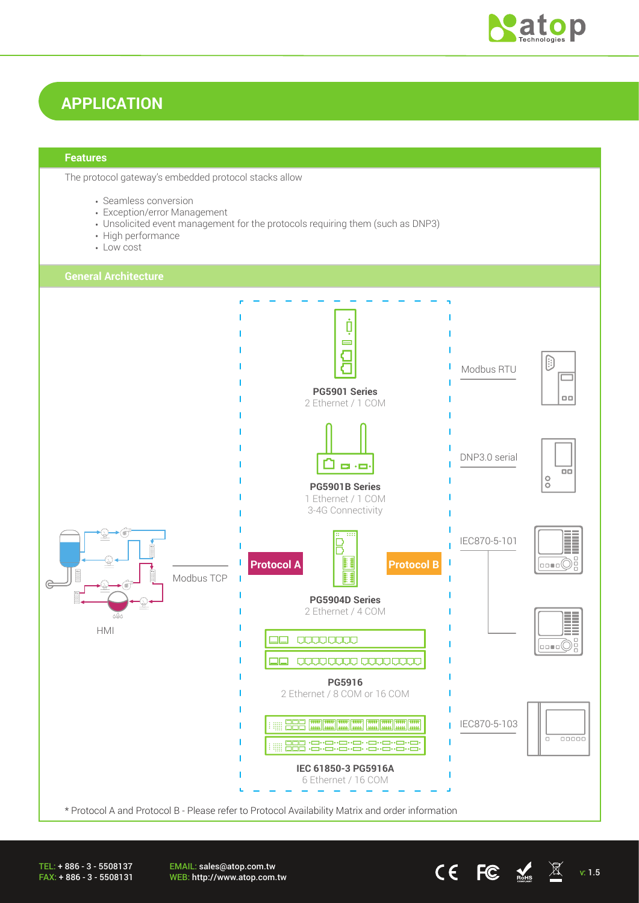# APPLICATION

## Features

The protocol gateway's embedded protocol stacks allow

- Seamless conversion
- Exception/error Management
- Unsolicited event management for the protocols requiring them (such as DNP3)
- High performance
- Low cost

## General Architecture

PG5901 Series
2 Ethernet / 1 COM

PG5901B Series
1 Ethernet / 1 COM
3-4G Connectivity

Protocol A

Protocol B

PG5904D Series
2 Ethernet / 4 COM

PG5916
2 Ethernet / 8 COM or 16 COM

IEC 61850-3 PG5916A
6 Ethernet / 16 COM

Modbus TCP

HMI

Modbus RTU

DNP3.0 serial

IEC870-5-101

IEC870-5-103

* Protocol A and Protocol B - Please refer to Protocol Availability Matrix and order information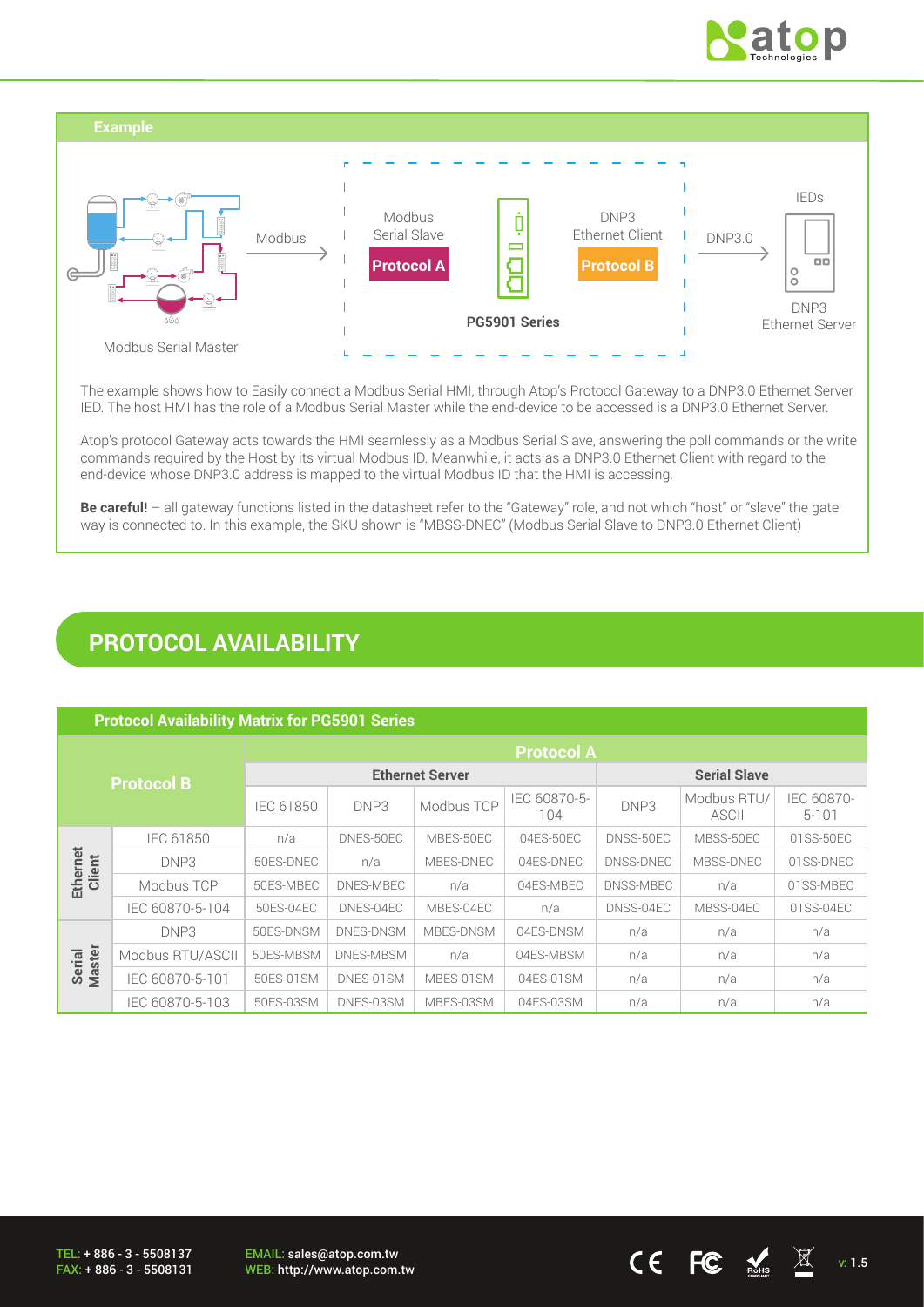### Example

Modbus Serial Master

Modbus

Modbus Serial Slave

**Protocol A**

PG5901 Series

DNP3 Ethernet Client

**Protocol B**

DNP3.0

IEDs

DNP3 Ethernet Server

The example shows how to Easily connect a Modbus Serial HMI, through Atop's Protocol Gateway to a DNP3.0 Ethernet Server IED. The host HMI has the role of a Modbus Serial Master while the end-device to be accessed is a DNP3.0 Ethernet Server.

Atop's protocol Gateway acts towards the HMI seamlessly as a Modbus Serial Slave, answering the poll commands or the write commands required by the Host by its virtual Modbus ID. Meanwhile, it acts as a DNP3.0 Ethernet Client with regard to the end-device whose DNP3.0 address is mapped to the virtual Modbus ID that the HMI is accessing.

**Be careful!** – all gateway functions listed in the datasheet refer to the "Gateway" role, and not which "host" or "slave" the gate way is connected to. In this example, the SKU shown is "MBSS-DNEC" (Modbus Serial Slave to DNP3.0 Ethernet Client)

## PROTOCOL AVAILABILITY

**Protocol Availability Matrix for PG5901 Series**

| Protocol B | | Protocol A | | | | | | |
|---|---|---|---|---|---|---|---|---|
| | | Ethernet Server | | | | Serial Slave | | |
| | | IEC 61850 | DNP3 | Modbus TCP | IEC 60870-5-104 | DNP3 | Modbus RTU/ ASCII | IEC 60870-5-101 |
| Ethernet Client | IEC 61850 | n/a | DNES-50EC | MBES-50EC | 04ES-50EC | DNSS-50EC | MBSS-50EC | 01SS-50EC |
| | DNP3 | 50ES-DNEC | n/a | MBES-DNEC | 04ES-DNEC | DNSS-DNEC | MBSS-DNEC | 01SS-DNEC |
| | Modbus TCP | 50ES-MBEC | DNES-MBEC | n/a | 04ES-MBEC | DNSS-MBEC | n/a | 01SS-MBEC |
| | IEC 60870-5-104 | 50ES-04EC | DNES-04EC | MBES-04EC | n/a | DNSS-04EC | MBSS-04EC | 01SS-04EC |
| Serial Master | DNP3 | 50ES-DNSM | DNES-DNSM | MBES-DNSM | 04ES-DNSM | n/a | n/a | n/a |
| | Modbus RTU/ASCII | 50ES-MBSM | DNES-MBSM | n/a | 04ES-MBSM | n/a | n/a | n/a |
| | IEC 60870-5-101 | 50ES-01SM | DNES-01SM | MBES-01SM | 04ES-01SM | n/a | n/a | n/a |
| | IEC 60870-5-103 | 50ES-03SM | DNES-03SM | MBES-03SM | 04ES-03SM | n/a | n/a | n/a |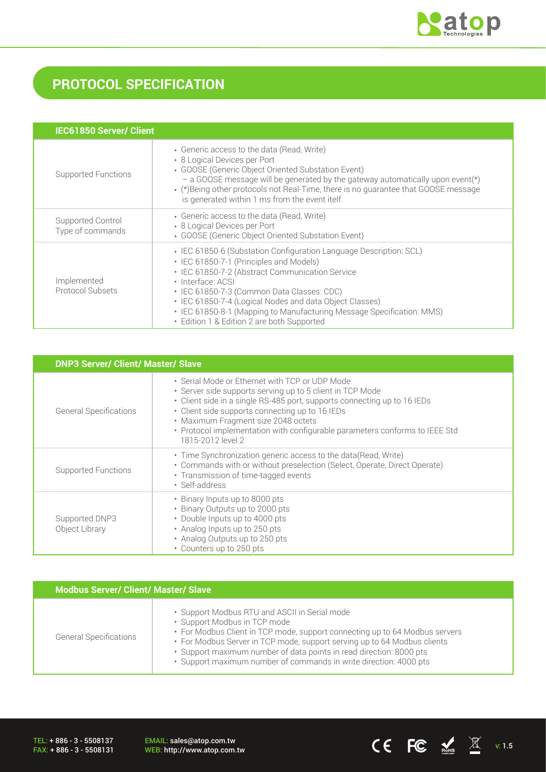## PROTOCOL SPECIFICATION

| IEC61850 Server/ Client | |
|---|---|
| Supported Functions | • Generic access to the data (Read, Write)<br>• 8 Logical Devices per Port<br>• GOOSE (Generic Object Oriented Substation Event)<br>– a GOOSE message will be generated by the gateway automatically upon event(*)<br>• (*)Being other protocols not Real-Time, there is no guarantee that GOOSE message is generated within 1 ms from the event itelf. |
| Supported Control Type of commands | • Generic access to the data (Read, Write)<br>• 8 Logical Devices per Port<br>• GOOSE (Generic Object Oriented Substation Event) |
| Implemented Protocol Subsets | • IEC 61850-6 (Substation Configuration Language Description: SCL)<br>• IEC 61850-7-1 (Principles and Models)<br>• IEC 61850-7-2 (Abstract Communication Service<br>• Interface: ACSI<br>• IEC 61850-7-3 (Common Data Classes: CDC)<br>• IEC 61850-7-4 (Logical Nodes and data Object Classes)<br>• IEC 61850-8-1 (Mapping to Manufacturing Message Specification: MMS)<br>• Edition 1 & Edition 2 are both Supported |

| DNP3 Server/ Client/ Master/ Slave | |
|---|---|
| General Specifications | • Serial Mode or Ethernet with TCP or UDP Mode<br>• Server side supports serving up to 5 client in TCP Mode<br>• Client side in a single RS-485 port, supports connecting up to 16 IEDs<br>• Client side supports connecting up to 16 IEDs<br>• Maximum Fragment size 2048 octets<br>• Protocol implementation with configurable parameters conforms to IEEE Std 1815-2012 level 2 |
| Supported Functions | • Time Synchronization generic access to the data(Read, Write)<br>• Commands with or without preselection (Select, Operate, Direct Operate)<br>• Transmission of time-tagged events<br>• Self-address |
| Supported DNP3 Object Library | • Binary Inputs up to 8000 pts<br>• Binary Outputs up to 2000 pts<br>• Double Inputs up to 4000 pts<br>• Analog Inputs up to 250 pts<br>• Analog Outputs up to 250 pts<br>• Counters up to 250 pts |

| Modbus Server/ Client/ Master/ Slave | |
|---|---|
| General Specifications | • Support Modbus RTU and ASCII in Serial mode<br>• Support Modbus in TCP mode<br>• For Modbus Client in TCP mode, support connecting up to 64 Modbus servers<br>• For Modbus Server in TCP mode, support serving up to 64 Modbus clients<br>• Support maximum number of data points in read direction: 8000 pts<br>• Support maximum number of commands in write direction: 4000 pts |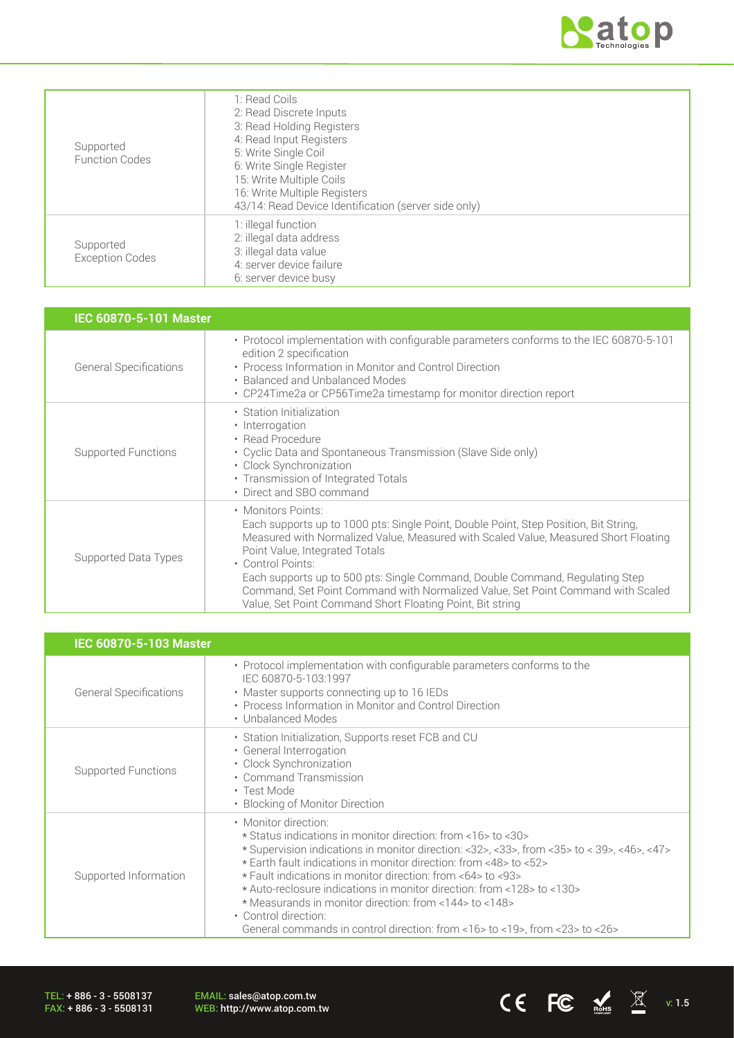| | |
|---|---|
| Supported Function Codes | 1: Read Coils<br>2: Read Discrete Inputs<br>3: Read Holding Registers<br>4: Read Input Registers<br>5: Write Single Coil<br>6: Write Single Register<br>15: Write Multiple Coils<br>16: Write Multiple Registers<br>43/14: Read Device Identification (server side only) |
| Supported Exception Codes | 1: illegal function<br>2: illegal data address<br>3: illegal data value<br>4: server device failure<br>6: server device busy |

| IEC 60870-5-101 Master | |
|---|---|
| General Specifications | • Protocol implementation with configurable parameters conforms to the IEC 60870-5-101 edition 2 specification<br>• Process Information in Monitor and Control Direction<br>• Balanced and Unbalanced Modes<br>• CP24Time2a or CP56Time2a timestamp for monitor direction report |
| Supported Functions | • Station Initialization<br>• Interrogation<br>• Read Procedure<br>• Cyclic Data and Spontaneous Transmission (Slave Side only)<br>• Clock Synchronization<br>• Transmission of Integrated Totals<br>• Direct and SBO command |
| Supported Data Types | • Monitors Points:<br>Each supports up to 1000 pts: Single Point, Double Point, Step Position, Bit String, Measured with Normalized Value, Measured with Scaled Value, Measured Short Floating Point Value, Integrated Totals<br>• Control Points:<br>Each supports up to 500 pts: Single Command, Double Command, Regulating Step Command, Set Point Command with Normalized Value, Set Point Command with Scaled Value, Set Point Command Short Floating Point, Bit string |

| IEC 60870-5-103 Master | |
|---|---|
| General Specifications | • Protocol implementation with configurable parameters conforms to the IEC 60870-5-103:1997<br>• Master supports connecting up to 16 IEDs<br>• Process Information in Monitor and Control Direction<br>• Unbalanced Modes |
| Supported Functions | • Station Initialization, Supports reset FCB and CU<br>• General Interrogation<br>• Clock Synchronization<br>• Command Transmission<br>• Test Mode<br>• Blocking of Monitor Direction |
| Supported Information | • Monitor direction:<br>* Status indications in monitor direction: from <16> to <30><br>* Supervision indications in monitor direction: <32>, <33>, from <35> to < 39>, <46>, <47><br>* Earth fault indications in monitor direction: from <48> to <52><br>* Fault indications in monitor direction: from <64> to <93><br>* Auto-reclosure indications in monitor direction: from <128> to <130><br>* Measurands in monitor direction: from <144> to <148><br>• Control direction:<br>General commands in control direction: from <16> to <19>, from <23> to <26> |

TEL: + 886 - 3 - 5508137
FAX: + 886 - 3 - 5508131

EMAIL: sales@atop.com.tw
WEB: http://www.atop.com.tw

v: 1.5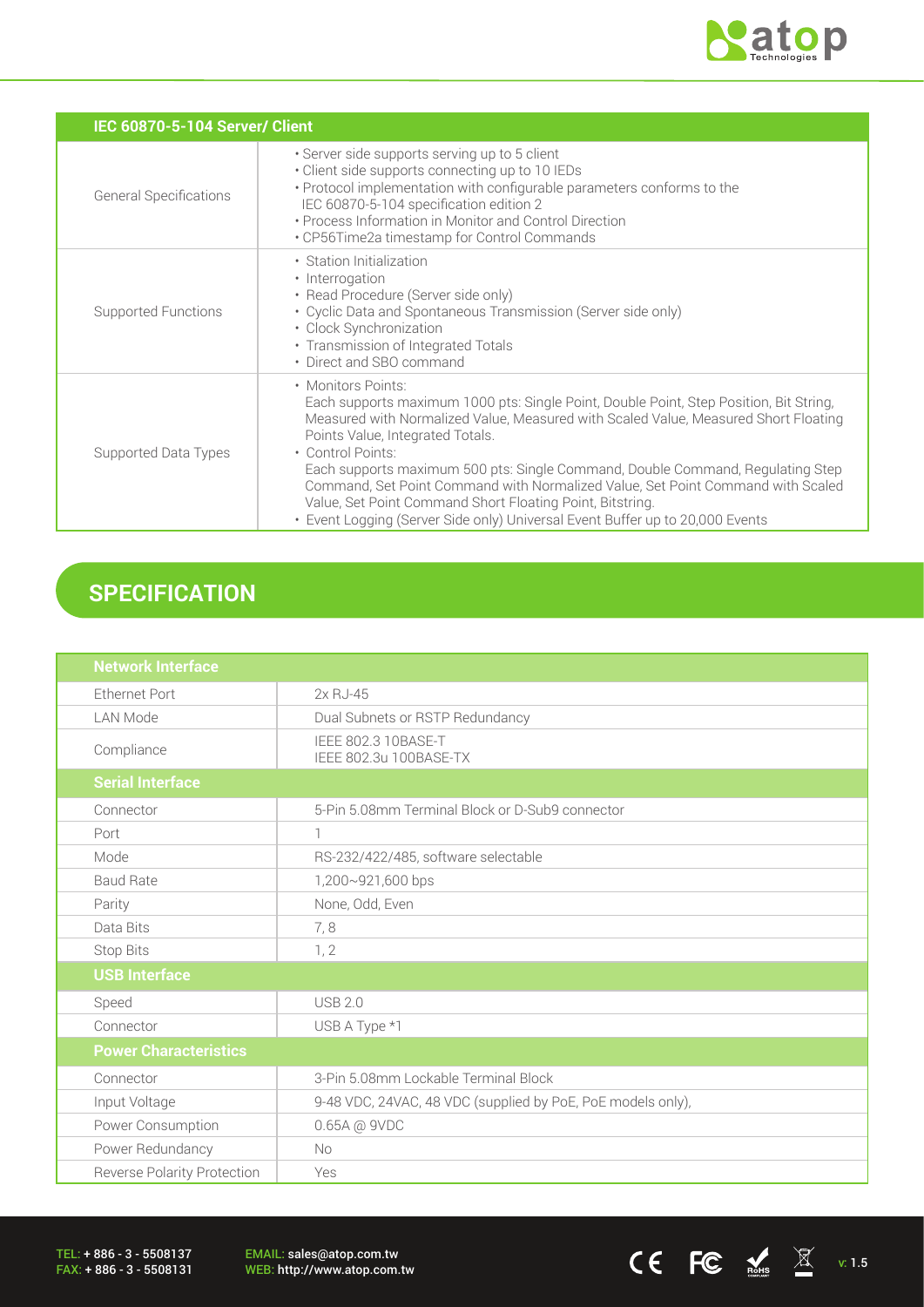| IEC 60870-5-104 Server/ Client | |
|---|---|
| General Specifications | • Server side supports serving up to 5 client<br>• Client side supports connecting up to 10 IEDs<br>• Protocol implementation with configurable parameters conforms to the IEC 60870-5-104 specification edition 2<br>• Process Information in Monitor and Control Direction<br>• CP56Time2a timestamp for Control Commands |
| Supported Functions | • Station Initialization<br>• Interrogation<br>• Read Procedure (Server side only)<br>• Cyclic Data and Spontaneous Transmission (Server side only)<br>• Clock Synchronization<br>• Transmission of Integrated Totals<br>• Direct and SBO command |
| Supported Data Types | • Monitors Points:<br>Each supports maximum 1000 pts: Single Point, Double Point, Step Position, Bit String, Measured with Normalized Value, Measured with Scaled Value, Measured Short Floating Points Value, Integrated Totals.<br>• Control Points:<br>Each supports maximum 500 pts: Single Command, Double Command, Regulating Step Command, Set Point Command with Normalized Value, Set Point Command with Scaled Value, Set Point Command Short Floating Point, Bitstring.<br>• Event Logging (Server Side only) Universal Event Buffer up to 20,000 Events |

## SPECIFICATION

| Network Interface | |
|---|---|
| Ethernet Port | 2x RJ-45 |
| LAN Mode | Dual Subnets or RSTP Redundancy |
| Compliance | IEEE 802.3 10BASE-T<br>IEEE 802.3u 100BASE-TX |
| **Serial Interface** | |
| Connector | 5-Pin 5.08mm Terminal Block or D-Sub9 connector |
| Port | 1 |
| Mode | RS-232/422/485, software selectable |
| Baud Rate | 1,200~921,600 bps |
| Parity | None, Odd, Even |
| Data Bits | 7, 8 |
| Stop Bits | 1, 2 |
| **USB Interface** | |
| Speed | USB 2.0 |
| Connector | USB A Type *1 |
| **Power Characteristics** | |
| Connector | 3-Pin 5.08mm Lockable Terminal Block |
| Input Voltage | 9-48 VDC, 24VAC, 48 VDC (supplied by PoE, PoE models only), |
| Power Consumption | 0.65A @ 9VDC |
| Power Redundancy | No |
| Reverse Polarity Protection | Yes |

TEL: + 886 - 3 - 5508137
FAX: + 886 - 3 - 5508131

EMAIL: sales@atop.com.tw
WEB: http://www.atop.com.tw

v: 1.5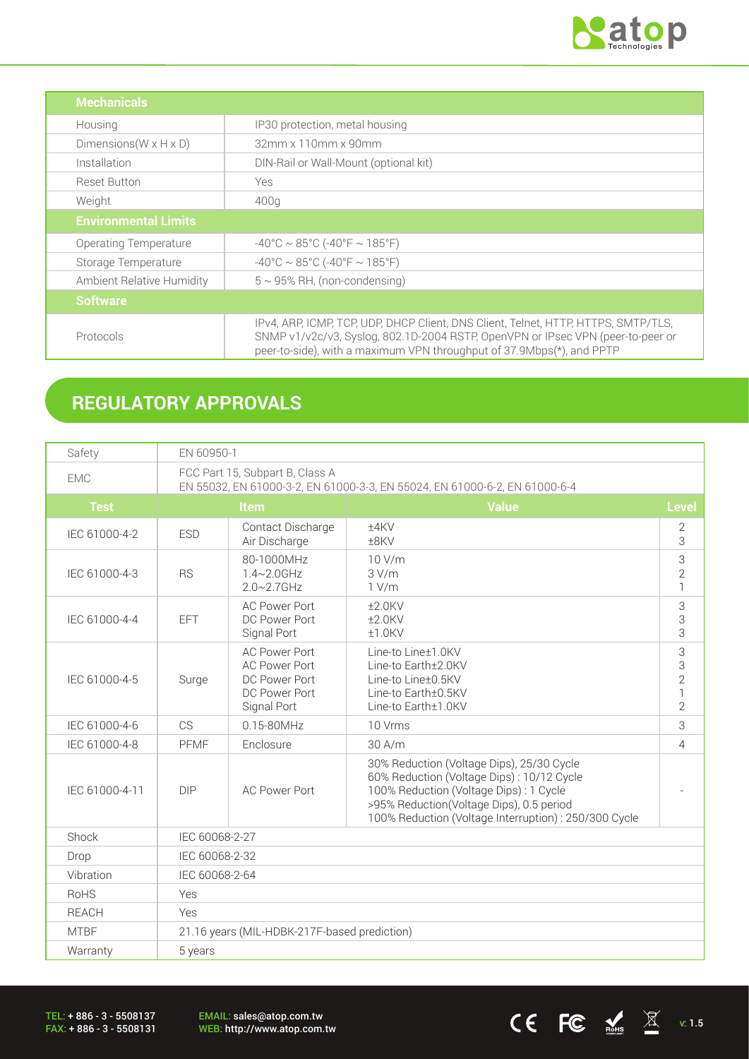| | |
|---|---|
| **Mechanicals** | |
| Housing | IP30 protection, metal housing |
| Dimensions(W x H x D) | 32mm x 110mm x 90mm |
| Installation | DIN-Rail or Wall-Mount (optional kit) |
| Reset Button | Yes |
| Weight | 400g |
| **Environmental Limits** | |
| Operating Temperature | -40°C ~ 85°C (-40°F ~ 185°F) |
| Storage Temperature | -40°C ~ 85°C (-40°F ~ 185°F) |
| Ambient Relative Humidity | 5 ~ 95% RH, (non-condensing) |
| **Software** | |
| Protocols | IPv4, ARP, ICMP, TCP, UDP, DHCP Client, DNS Client, Telnet, HTTP, HTTPS, SMTP/TLS, SNMP v1/v2c/v3, Syslog, 802.1D-2004 RSTP, OpenVPN or IPsec VPN (peer-to-peer or peer-to-side), with a maximum VPN throughput of 37.9Mbps(*), and PPTP |

## REGULATORY APPROVALS

| | | | | |
|---|---|---|---|---|
| Safety | EN 60950-1 | | | |
| EMC | FCC Part 15, Subpart B, Class A<br>EN 55032, EN 61000-3-2, EN 61000-3-3, EN 55024, EN 61000-6-2, EN 61000-6-4 | | | |
| **Test** | **Item** | | **Value** | **Level** |
| IEC 61000-4-2 | ESD | Contact Discharge<br>Air Discharge | ±4KV<br>±8KV | 2<br>3 |
| IEC 61000-4-3 | RS | 80-1000MHz<br>1.4~2.0GHz<br>2.0~2.7GHz | 10 V/m<br>3 V/m<br>1 V/m | 3<br>2<br>1 |
| IEC 61000-4-4 | EFT | AC Power Port<br>DC Power Port<br>Signal Port | ±2.0KV<br>±2.0KV<br>±1.0KV | 3<br>3<br>3 |
| IEC 61000-4-5 | Surge | AC Power Port<br>AC Power Port<br>DC Power Port<br>DC Power Port<br>Signal Port | Line-to Line±1.0KV<br>Line-to Earth±2.0KV<br>Line-to Line±0.5KV<br>Line-to Earth±0.5KV<br>Line-to Earth±1.0KV | 3<br>3<br>2<br>1<br>2 |
| IEC 61000-4-6 | CS | 0.15-80MHz | 10 Vrms | 3 |
| IEC 61000-4-8 | PFMF | Enclosure | 30 A/m | 4 |
| IEC 61000-4-11 | DIP | AC Power Port | 30% Reduction (Voltage Dips), 25/30 Cycle<br>60% Reduction (Voltage Dips) : 10/12 Cycle<br>100% Reduction (Voltage Dips) : 1 Cycle<br>>95% Reduction(Voltage Dips), 0.5 period<br>100% Reduction (Voltage Interruption) : 250/300 Cycle | - |
| Shock | IEC 60068-2-27 | | | |
| Drop | IEC 60068-2-32 | | | |
| Vibration | IEC 60068-2-64 | | | |
| RoHS | Yes | | | |
| REACH | Yes | | | |
| MTBF | 21.16 years (MIL-HDBK-217F-based prediction) | | | |
| Warranty | 5 years | | | |

TEL: + 886 - 3 - 5508137
FAX: + 886 - 3 - 5508131

EMAIL: sales@atop.com.tw
WEB: http://www.atop.com.tw

v: 1.5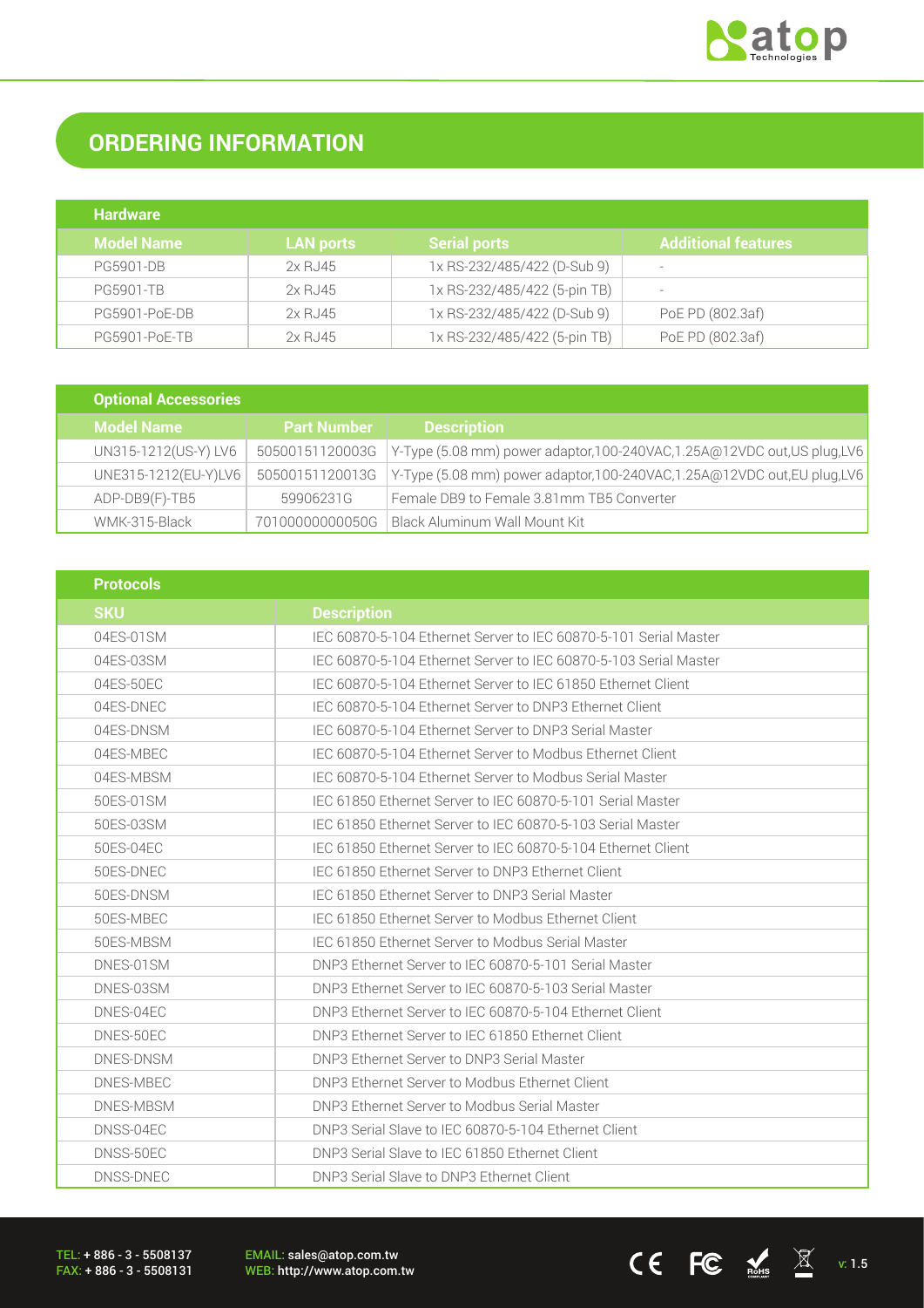## ORDERING INFORMATION

| Hardware | | | |
|---|---|---|---|
| **Model Name** | **LAN ports** | **Serial ports** | **Additional features** |
| PG5901-DB | 2x RJ45 | 1x RS-232/485/422 (D-Sub 9) | - |
| PG5901-TB | 2x RJ45 | 1x RS-232/485/422 (5-pin TB) | - |
| PG5901-PoE-DB | 2x RJ45 | 1x RS-232/485/422 (D-Sub 9) | PoE PD (802.3af) |
| PG5901-PoE-TB | 2x RJ45 | 1x RS-232/485/422 (5-pin TB) | PoE PD (802.3af) |

| Optional Accessories | | |
|---|---|---|
| **Model Name** | **Part Number** | **Description** |
| UN315-1212(US-Y) LV6 | 50500151120003G | Y-Type (5.08 mm) power adaptor,100-240VAC,1.25A@12VDC out,US plug,LV6 |
| UNE315-1212(EU-Y)LV6 | 50500151120013G | Y-Type (5.08 mm) power adaptor,100-240VAC,1.25A@12VDC out,EU plug,LV6 |
| ADP-DB9(F)-TB5 | 59906231G | Female DB9 to Female 3.81mm TB5 Converter |
| WMK-315-Black | 70100000000050G | Black Aluminum Wall Mount Kit |

| Protocols | |
|---|---|
| **SKU** | **Description** |
| 04ES-01SM | IEC 60870-5-104 Ethernet Server to IEC 60870-5-101 Serial Master |
| 04ES-03SM | IEC 60870-5-104 Ethernet Server to IEC 60870-5-103 Serial Master |
| 04ES-50EC | IEC 60870-5-104 Ethernet Server to IEC 61850 Ethernet Client |
| 04ES-DNEC | IEC 60870-5-104 Ethernet Server to DNP3 Ethernet Client |
| 04ES-DNSM | IEC 60870-5-104 Ethernet Server to DNP3 Serial Master |
| 04ES-MBEC | IEC 60870-5-104 Ethernet Server to Modbus Ethernet Client |
| 04ES-MBSM | IEC 60870-5-104 Ethernet Server to Modbus Serial Master |
| 50ES-01SM | IEC 61850 Ethernet Server to IEC 60870-5-101 Serial Master |
| 50ES-03SM | IEC 61850 Ethernet Server to IEC 60870-5-103 Serial Master |
| 50ES-04EC | IEC 61850 Ethernet Server to IEC 60870-5-104 Ethernet Client |
| 50ES-DNEC | IEC 61850 Ethernet Server to DNP3 Ethernet Client |
| 50ES-DNSM | IEC 61850 Ethernet Server to DNP3 Serial Master |
| 50ES-MBEC | IEC 61850 Ethernet Server to Modbus Ethernet Client |
| 50ES-MBSM | IEC 61850 Ethernet Server to Modbus Serial Master |
| DNES-01SM | DNP3 Ethernet Server to IEC 60870-5-101 Serial Master |
| DNES-03SM | DNP3 Ethernet Server to IEC 60870-5-103 Serial Master |
| DNES-04EC | DNP3 Ethernet Server to IEC 60870-5-104 Ethernet Client |
| DNES-50EC | DNP3 Ethernet Server to IEC 61850 Ethernet Client |
| DNES-DNSM | DNP3 Ethernet Server to DNP3 Serial Master |
| DNES-MBEC | DNP3 Ethernet Server to Modbus Ethernet Client |
| DNES-MBSM | DNP3 Ethernet Server to Modbus Serial Master |
| DNSS-04EC | DNP3 Serial Slave to IEC 60870-5-104 Ethernet Client |
| DNSS-50EC | DNP3 Serial Slave to IEC 61850 Ethernet Client |
| DNSS-DNEC | DNP3 Serial Slave to DNP3 Ethernet Client |

TEL: + 886 - 3 - 5508137
FAX: + 886 - 3 - 5508131

EMAIL: sales@atop.com.tw
WEB: http://www.atop.com.tw

v: 1.5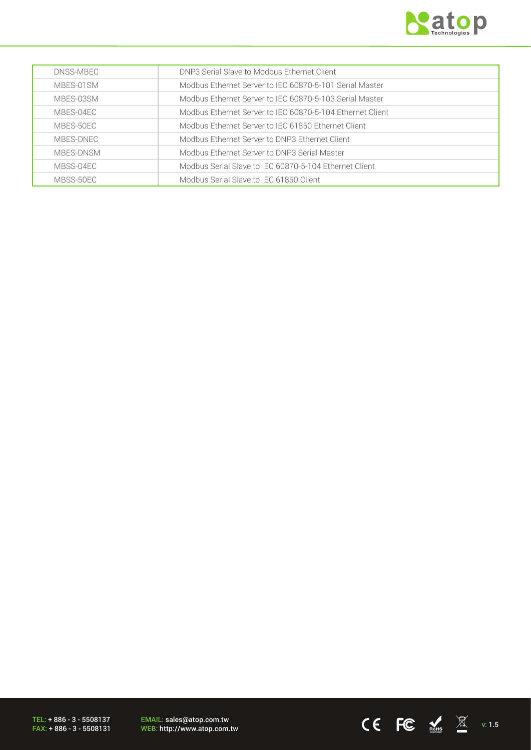| | |
|---|---|
| DNSS-MBEC | DNP3 Serial Slave to Modbus Ethernet Client |
| MBES-01SM | Modbus Ethernet Server to IEC 60870-5-101 Serial Master |
| MBES-03SM | Modbus Ethernet Server to IEC 60870-5-103 Serial Master |
| MBES-04EC | Modbus Ethernet Server to IEC 60870-5-104 Ethernet Client |
| MBES-50EC | Modbus Ethernet Server to IEC 61850 Ethernet Client |
| MBES-DNEC | Modbus Ethernet Server to DNP3 Ethernet Client |
| MBES-DNSM | Modbus Ethernet Server to DNP3 Serial Master |
| MBSS-04EC | Modbus Serial Slave to IEC 60870-5-104 Ethernet Client |
| MBSS-50EC | Modbus Serial Slave to IEC 61850 Client |